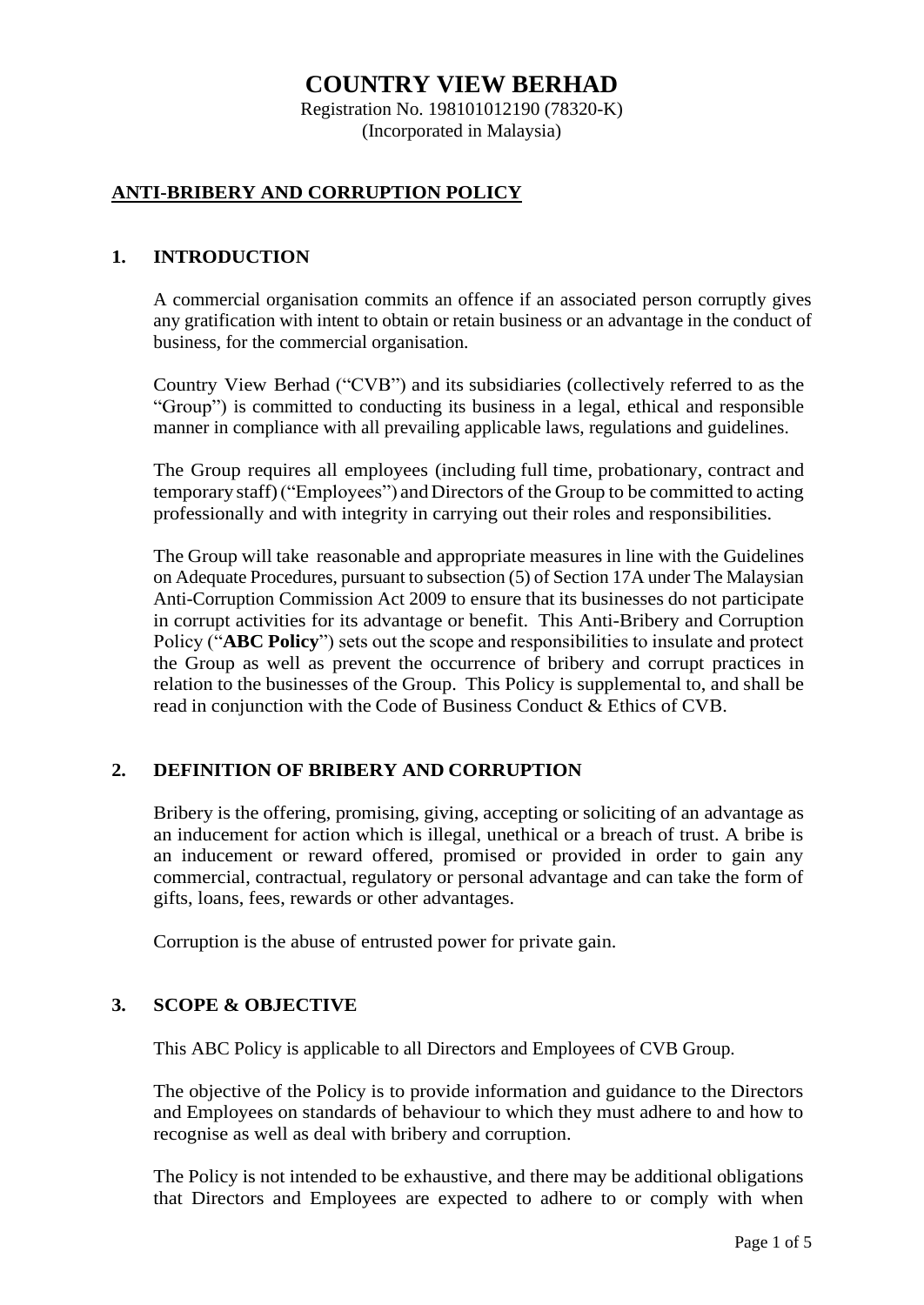# COUNTRY VIEW BERHAD

Registration No. 198101012190 (78320-K)
(Incorporated in Malaysia)

## ANTI-BRIBERY AND CORRUPTION POLICY

### 1. INTRODUCTION

A commercial organisation commits an offence if an associated person corruptly gives any gratification with intent to obtain or retain business or an advantage in the conduct of business, for the commercial organisation.

Country View Berhad ("CVB") and its subsidiaries (collectively referred to as the "Group") is committed to conducting its business in a legal, ethical and responsible manner in compliance with all prevailing applicable laws, regulations and guidelines.

The Group requires all employees (including full time, probationary, contract and temporary staff) ("Employees") and Directors of the Group to be committed to acting professionally and with integrity in carrying out their roles and responsibilities.

The Group will take reasonable and appropriate measures in line with the Guidelines on Adequate Procedures, pursuant to subsection (5) of Section 17A under The Malaysian Anti-Corruption Commission Act 2009 to ensure that its businesses do not participate in corrupt activities for its advantage or benefit. This Anti-Bribery and Corruption Policy ("**ABC Policy**") sets out the scope and responsibilities to insulate and protect the Group as well as prevent the occurrence of bribery and corrupt practices in relation to the businesses of the Group. This Policy is supplemental to, and shall be read in conjunction with the Code of Business Conduct & Ethics of CVB.

### 2. DEFINITION OF BRIBERY AND CORRUPTION

Bribery is the offering, promising, giving, accepting or soliciting of an advantage as an inducement for action which is illegal, unethical or a breach of trust. A bribe is an inducement or reward offered, promised or provided in order to gain any commercial, contractual, regulatory or personal advantage and can take the form of gifts, loans, fees, rewards or other advantages.

Corruption is the abuse of entrusted power for private gain.

### 3. SCOPE & OBJECTIVE

This ABC Policy is applicable to all Directors and Employees of CVB Group.

The objective of the Policy is to provide information and guidance to the Directors and Employees on standards of behaviour to which they must adhere to and how to recognise as well as deal with bribery and corruption.

The Policy is not intended to be exhaustive, and there may be additional obligations that Directors and Employees are expected to adhere to or comply with when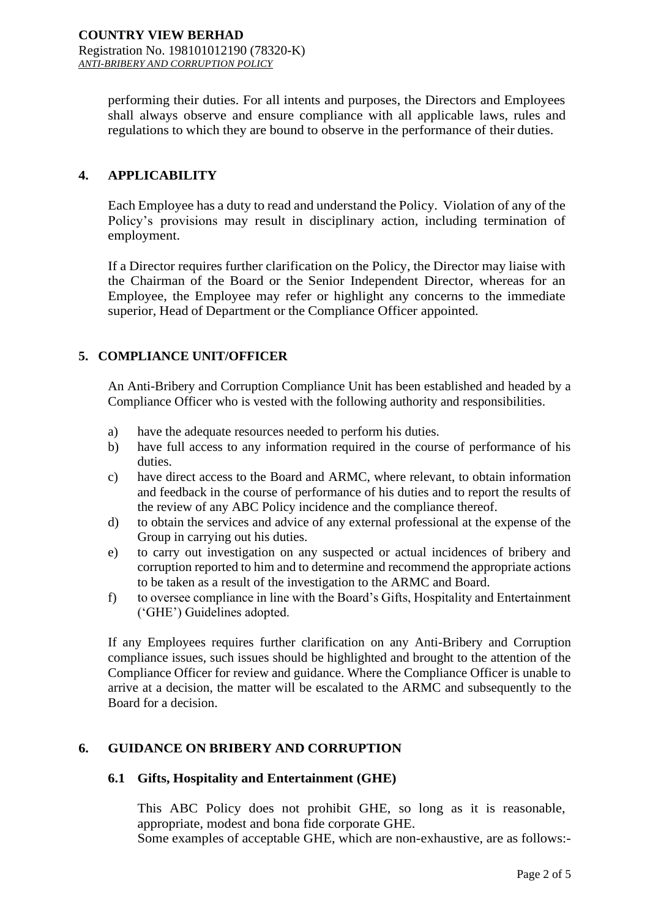performing their duties. For all intents and purposes, the Directors and Employees shall always observe and ensure compliance with all applicable laws, rules and regulations to which they are bound to observe in the performance of their duties.

## 4. APPLICABILITY

Each Employee has a duty to read and understand the Policy. Violation of any of the Policy's provisions may result in disciplinary action, including termination of employment.

If a Director requires further clarification on the Policy, the Director may liaise with the Chairman of the Board or the Senior Independent Director, whereas for an Employee, the Employee may refer or highlight any concerns to the immediate superior, Head of Department or the Compliance Officer appointed.

## 5. COMPLIANCE UNIT/OFFICER

An Anti-Bribery and Corruption Compliance Unit has been established and headed by a Compliance Officer who is vested with the following authority and responsibilities.

a) have the adequate resources needed to perform his duties.
b) have full access to any information required in the course of performance of his duties.
c) have direct access to the Board and ARMC, where relevant, to obtain information and feedback in the course of performance of his duties and to report the results of the review of any ABC Policy incidence and the compliance thereof.
d) to obtain the services and advice of any external professional at the expense of the Group in carrying out his duties.
e) to carry out investigation on any suspected or actual incidences of bribery and corruption reported to him and to determine and recommend the appropriate actions to be taken as a result of the investigation to the ARMC and Board.
f) to oversee compliance in line with the Board's Gifts, Hospitality and Entertainment ('GHE') Guidelines adopted.

If any Employees requires further clarification on any Anti-Bribery and Corruption compliance issues, such issues should be highlighted and brought to the attention of the Compliance Officer for review and guidance. Where the Compliance Officer is unable to arrive at a decision, the matter will be escalated to the ARMC and subsequently to the Board for a decision.

## 6. GUIDANCE ON BRIBERY AND CORRUPTION

### 6.1 Gifts, Hospitality and Entertainment (GHE)

This ABC Policy does not prohibit GHE, so long as it is reasonable, appropriate, modest and bona fide corporate GHE.
Some examples of acceptable GHE, which are non-exhaustive, are as follows:-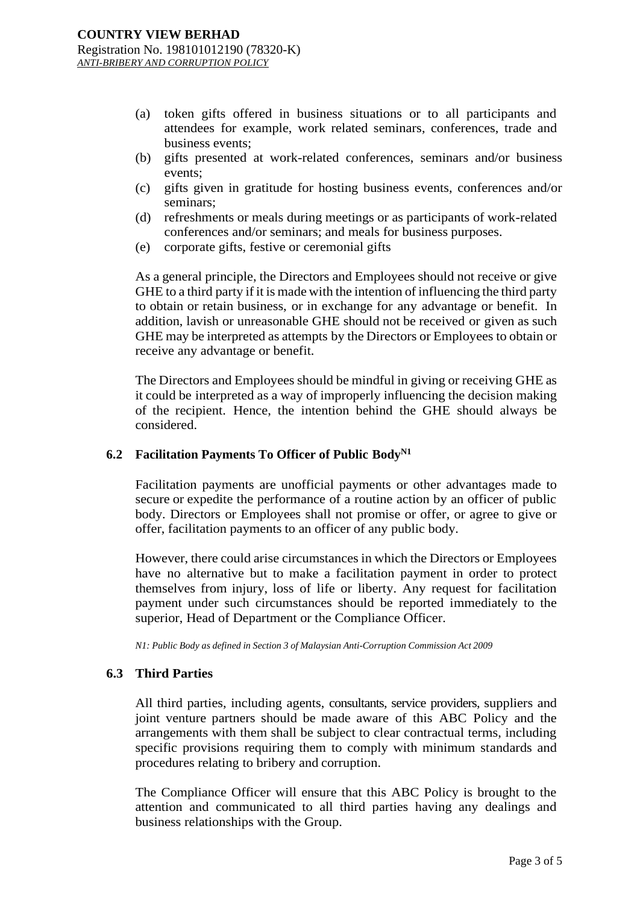(a) token gifts offered in business situations or to all participants and attendees for example, work related seminars, conferences, trade and business events;
(b) gifts presented at work-related conferences, seminars and/or business events;
(c) gifts given in gratitude for hosting business events, conferences and/or seminars;
(d) refreshments or meals during meetings or as participants of work-related conferences and/or seminars; and meals for business purposes.
(e) corporate gifts, festive or ceremonial gifts

As a general principle, the Directors and Employees should not receive or give GHE to a third party if it is made with the intention of influencing the third party to obtain or retain business, or in exchange for any advantage or benefit. In addition, lavish or unreasonable GHE should not be received or given as such GHE may be interpreted as attempts by the Directors or Employees to obtain or receive any advantage or benefit.

The Directors and Employees should be mindful in giving or receiving GHE as it could be interpreted as a way of improperly influencing the decision making of the recipient. Hence, the intention behind the GHE should always be considered.

### 6.2 Facilitation Payments To Officer of Public Body[N1]

Facilitation payments are unofficial payments or other advantages made to secure or expedite the performance of a routine action by an officer of public body. Directors or Employees shall not promise or offer, or agree to give or offer, facilitation payments to an officer of any public body.

However, there could arise circumstances in which the Directors or Employees have no alternative but to make a facilitation payment in order to protect themselves from injury, loss of life or liberty. Any request for facilitation payment under such circumstances should be reported immediately to the superior, Head of Department or the Compliance Officer.

*N1: Public Body as defined in Section 3 of Malaysian Anti-Corruption Commission Act 2009*

### 6.3 Third Parties

All third parties, including agents, consultants, service providers, suppliers and joint venture partners should be made aware of this ABC Policy and the arrangements with them shall be subject to clear contractual terms, including specific provisions requiring them to comply with minimum standards and procedures relating to bribery and corruption.

The Compliance Officer will ensure that this ABC Policy is brought to the attention and communicated to all third parties having any dealings and business relationships with the Group.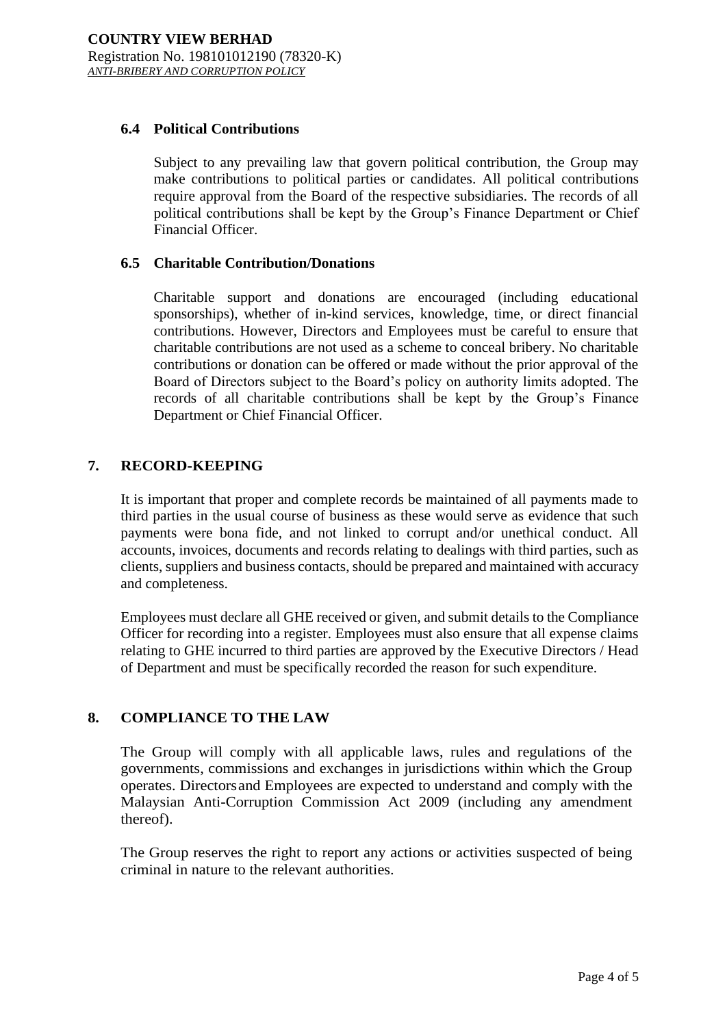### 6.4 Political Contributions

Subject to any prevailing law that govern political contribution, the Group may make contributions to political parties or candidates. All political contributions require approval from the Board of the respective subsidiaries. The records of all political contributions shall be kept by the Group's Finance Department or Chief Financial Officer.

### 6.5 Charitable Contribution/Donations

Charitable support and donations are encouraged (including educational sponsorships), whether of in-kind services, knowledge, time, or direct financial contributions. However, Directors and Employees must be careful to ensure that charitable contributions are not used as a scheme to conceal bribery. No charitable contributions or donation can be offered or made without the prior approval of the Board of Directors subject to the Board's policy on authority limits adopted. The records of all charitable contributions shall be kept by the Group's Finance Department or Chief Financial Officer.

## 7. RECORD-KEEPING

It is important that proper and complete records be maintained of all payments made to third parties in the usual course of business as these would serve as evidence that such payments were bona fide, and not linked to corrupt and/or unethical conduct. All accounts, invoices, documents and records relating to dealings with third parties, such as clients, suppliers and business contacts, should be prepared and maintained with accuracy and completeness.

Employees must declare all GHE received or given, and submit details to the Compliance Officer for recording into a register. Employees must also ensure that all expense claims relating to GHE incurred to third parties are approved by the Executive Directors / Head of Department and must be specifically recorded the reason for such expenditure.

## 8. COMPLIANCE TO THE LAW

The Group will comply with all applicable laws, rules and regulations of the governments, commissions and exchanges in jurisdictions within which the Group operates. Directors and Employees are expected to understand and comply with the Malaysian Anti-Corruption Commission Act 2009 (including any amendment thereof).

The Group reserves the right to report any actions or activities suspected of being criminal in nature to the relevant authorities.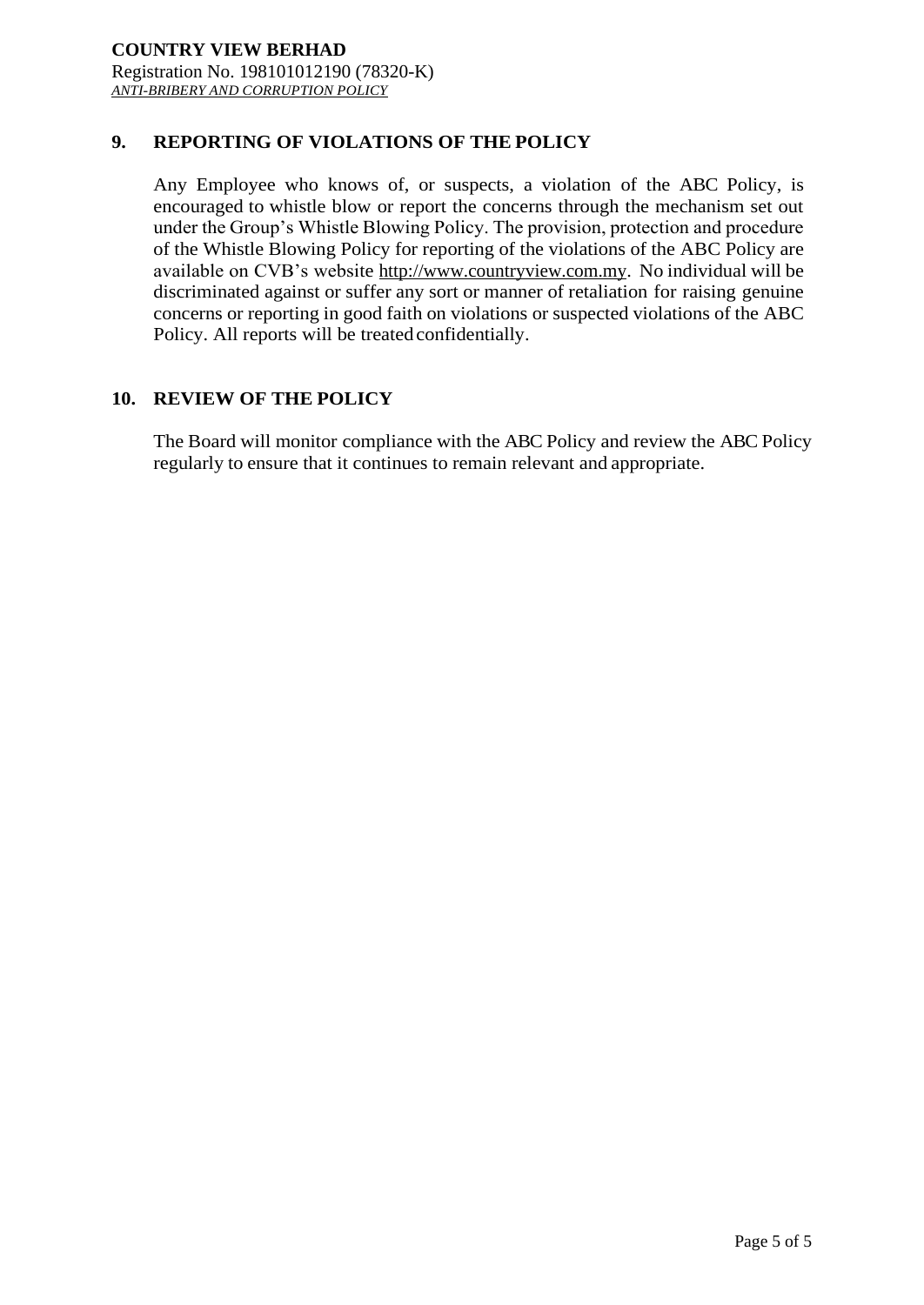## 9. REPORTING OF VIOLATIONS OF THE POLICY

Any Employee who knows of, or suspects, a violation of the ABC Policy, is encouraged to whistle blow or report the concerns through the mechanism set out under the Group's Whistle Blowing Policy. The provision, protection and procedure of the Whistle Blowing Policy for reporting of the violations of the ABC Policy are available on CVB's website http://www.countryview.com.my. No individual will be discriminated against or suffer any sort or manner of retaliation for raising genuine concerns or reporting in good faith on violations or suspected violations of the ABC Policy. All reports will be treated confidentially.

## 10. REVIEW OF THE POLICY

The Board will monitor compliance with the ABC Policy and review the ABC Policy regularly to ensure that it continues to remain relevant and appropriate.